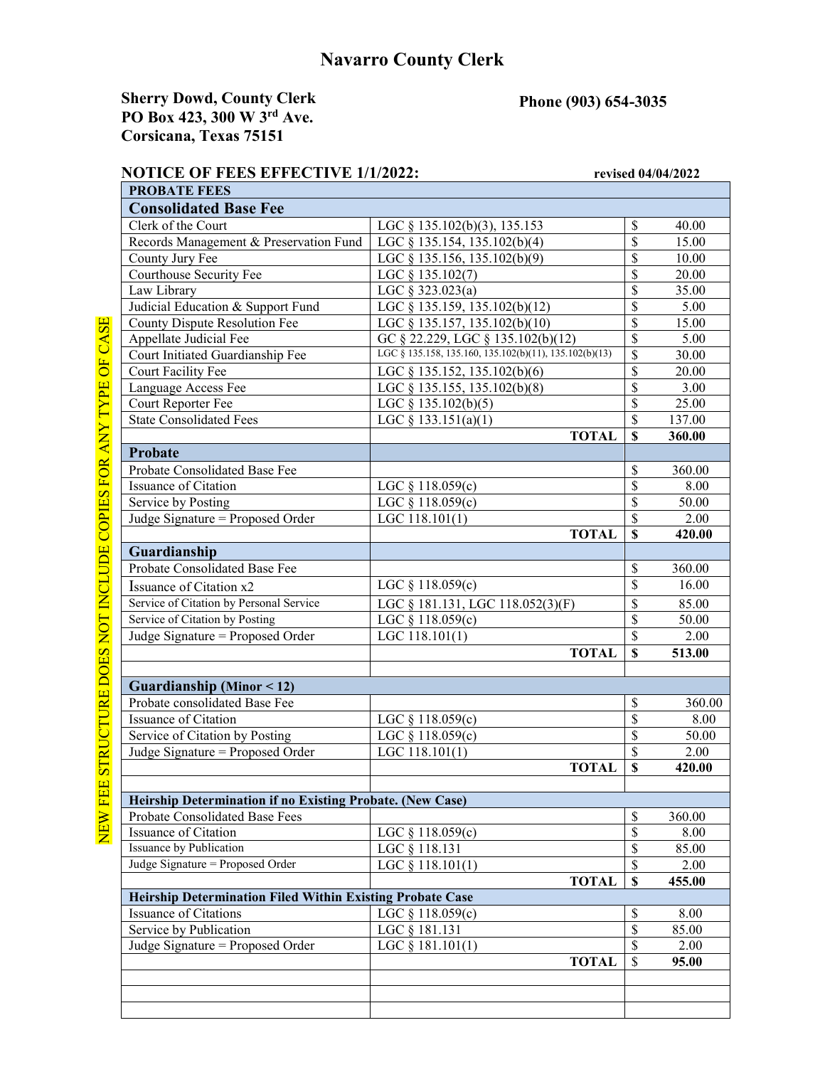# Navarro County Clerk

**Sherry Dowd, County Clerk**
**PO Box 423, 300 W 3rd Ave.**
**Corsicana, Texas 75151**

**Phone (903) 654-3035**

## NOTICE OF FEES EFFECTIVE 1/1/2022:

**revised 04/04/2022**

NEW FEE STRUCTURE DOES NOT INCLUDE COPIES FOR ANY TYPE OF CASE

| PROBATE FEES | | | |
|---|---|---|---|
| **Consolidated Base Fee** | | | |
| Clerk of the Court | LGC § 135.102(b)(3), 135.153 | $ | 40.00 |
| Records Management & Preservation Fund | LGC § 135.154, 135.102(b)(4) | $ | 15.00 |
| County Jury Fee | LGC § 135.156, 135.102(b)(9) | $ | 10.00 |
| Courthouse Security Fee | LGC § 135.102(7) | $ | 20.00 |
| Law Library | LGC § 323.023(a) | $ | 35.00 |
| Judicial Education & Support Fund | LGC § 135.159, 135.102(b)(12) | $ | 5.00 |
| County Dispute Resolution Fee | LGC § 135.157, 135.102(b)(10) | $ | 15.00 |
| Appellate Judicial Fee | GC § 22.229, LGC § 135.102(b)(12) | $ | 5.00 |
| Court Initiated Guardianship Fee | LGC § 135.158, 135.160, 135.102(b)(11), 135.102(b)(13) | $ | 30.00 |
| Court Facility Fee | LGC § 135.152, 135.102(b)(6) | $ | 20.00 |
| Language Access Fee | LGC § 135.155, 135.102(b)(8) | $ | 3.00 |
| Court Reporter Fee | LGC § 135.102(b)(5) | $ | 25.00 |
| State Consolidated Fees | LGC § 133.151(a)(1) | $ | 137.00 |
| | **TOTAL** | **$** | **360.00** |
| **Probate** | | | |
| Probate Consolidated Base Fee | | $ | 360.00 |
| Issuance of Citation | LGC § 118.059(c) | $ | 8.00 |
| Service by Posting | LGC § 118.059(c) | $ | 50.00 |
| Judge Signature = Proposed Order | LGC 118.101(1) | $ | 2.00 |
| | **TOTAL** | **$** | **420.00** |
| **Guardianship** | | | |
| Probate Consolidated Base Fee | | $ | 360.00 |
| Issuance of Citation x2 | LGC § 118.059(c) | $ | 16.00 |
| Service of Citation by Personal Service | LGC § 181.131, LGC 118.052(3)(F) | $ | 85.00 |
| Service of Citation by Posting | LGC § 118.059(c) | $ | 50.00 |
| Judge Signature = Proposed Order | LGC 118.101(1) | $ | 2.00 |
| | **TOTAL** | **$** | **513.00** |
| | | | |
| **Guardianship (Minor < 12)** | | | |
| Probate consolidated Base Fee | | $ | 360.00 |
| Issuance of Citation | LGC § 118.059(c) | $ | 8.00 |
| Service of Citation by Posting | LGC § 118.059(c) | $ | 50.00 |
| Judge Signature = Proposed Order | LGC 118.101(1) | $ | 2.00 |
| | **TOTAL** | **$** | **420.00** |
| | | | |
| **Heirship Determination if no Existing Probate. (New Case)** | | | |
| Probate Consolidated Base Fees | | $ | 360.00 |
| Issuance of Citation | LGC § 118.059(c) | $ | 8.00 |
| Issuance by Publication | LGC § 118.131 | $ | 85.00 |
| Judge Signature = Proposed Order | LGC § 118.101(1) | $ | 2.00 |
| | **TOTAL** | **$** | **455.00** |
| **Heirship Determination Filed Within Existing Probate Case** | | | |
| Issuance of Citations | LGC § 118.059(c) | $ | 8.00 |
| Service by Publication | LGC § 181.131 | $ | 85.00 |
| Judge Signature = Proposed Order | LGC § 181.101(1) | $ | 2.00 |
| | **TOTAL** | $ | **95.00** |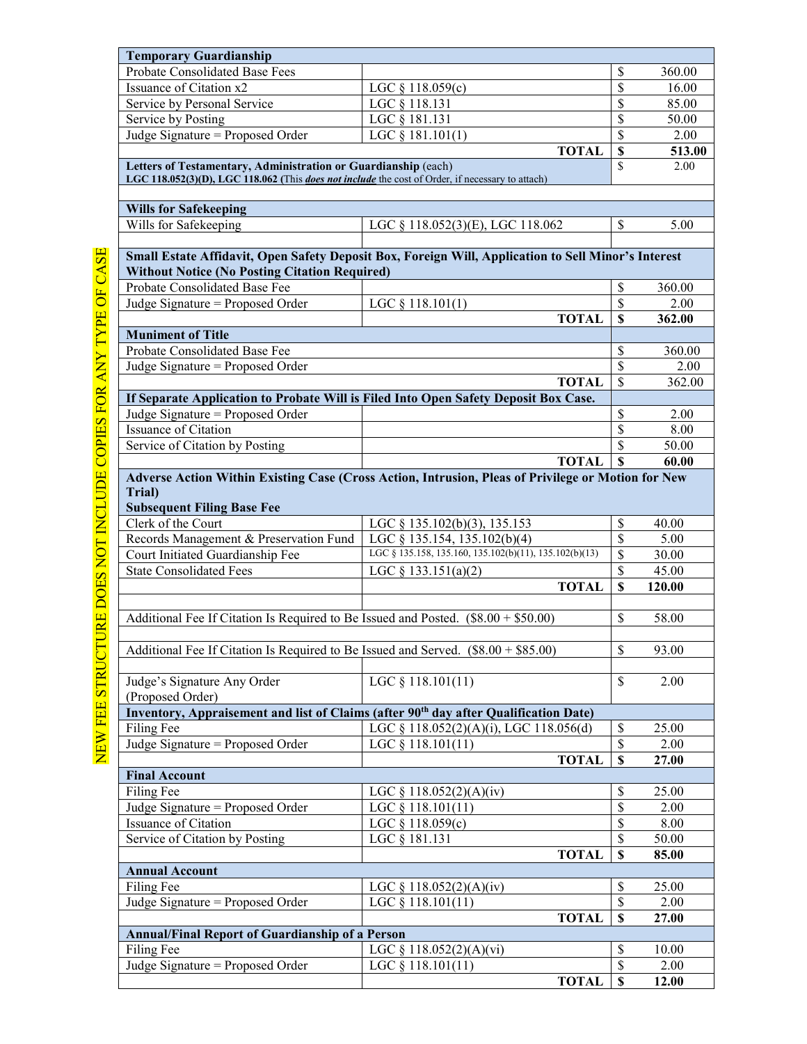NEW FEE STRUCTURE DOES NOT INCLUDE COPIES FOR ANY TYPE OF CASE

| **Temporary Guardianship** | | |
|---|---|---|
| Probate Consolidated Base Fees | | $ 360.00 |
| Issuance of Citation x2 | LGC § 118.059(c) | $ 16.00 |
| Service by Personal Service | LGC § 118.131 | $ 85.00 |
| Service by Posting | LGC § 181.131 | $ 50.00 |
| Judge Signature = Proposed Order | LGC § 181.101(1) | $ 2.00 |
| | **TOTAL** | **$ 513.00** |
| **Letters of Testamentary, Administration or Guardianship** (each) **LGC 118.052(3)(D), LGC 118.062 (**This ***does not include*** the cost of Order, if necessary to attach) | | $ 2.00 |
| | | |
| **Wills for Safekeeping** | | |
| Wills for Safekeeping | LGC § 118.052(3)(E), LGC 118.062 | $ 5.00 |
| | | |
| **Small Estate Affidavit, Open Safety Deposit Box, Foreign Will, Application to Sell Minor's Interest Without Notice (No Posting Citation Required)** | | |
| Probate Consolidated Base Fee | | $ 360.00 |
| Judge Signature = Proposed Order | LGC § 118.101(1) | $ 2.00 |
| | **TOTAL** | **$ 362.00** |
| **Muniment of Title** | | |
| Probate Consolidated Base Fee | | $ 360.00 |
| Judge Signature = Proposed Order | | $ 2.00 |
| | **TOTAL** | $ 362.00 |
| **If Separate Application to Probate Will is Filed Into Open Safety Deposit Box Case.** | | |
| Judge Signature = Proposed Order | | $ 2.00 |
| Issuance of Citation | | $ 8.00 |
| Service of Citation by Posting | | $ 50.00 |
| | **TOTAL** | **$ 60.00** |
| **Adverse Action Within Existing Case (Cross Action, Intrusion, Pleas of Privilege or Motion for New Trial)** **Subsequent Filing Base Fee** | | |
| Clerk of the Court | LGC § 135.102(b)(3), 135.153 | $ 40.00 |
| Records Management & Preservation Fund | LGC § 135.154, 135.102(b)(4) | $ 5.00 |
| Court Initiated Guardianship Fee | LGC § 135.158, 135.160, 135.102(b)(11), 135.102(b)(13) | $ 30.00 |
| State Consolidated Fees | LGC § 133.151(a)(2) | $ 45.00 |
| | **TOTAL** | **$ 120.00** |
| | | |
| Additional Fee If Citation Is Required to Be Issued and Posted. ($8.00 + $50.00) | | $ 58.00 |
| | | |
| Additional Fee If Citation Is Required to Be Issued and Served. ($8.00 + $85.00) | | $ 93.00 |
| | | |
| Judge's Signature Any Order (Proposed Order) | LGC § 118.101(11) | $ 2.00 |
| **Inventory, Appraisement and list of Claims (after 90th day after Qualification Date)** | | |
| Filing Fee | LGC § 118.052(2)(A)(i), LGC 118.056(d) | $ 25.00 |
| Judge Signature = Proposed Order | LGC § 118.101(11) | $ 2.00 |
| | **TOTAL** | **$ 27.00** |
| **Final Account** | | |
| Filing Fee | LGC § 118.052(2)(A)(iv) | $ 25.00 |
| Judge Signature = Proposed Order | LGC § 118.101(11) | $ 2.00 |
| Issuance of Citation | LGC § 118.059(c) | $ 8.00 |
| Service of Citation by Posting | LGC § 181.131 | $ 50.00 |
| | **TOTAL** | **$ 85.00** |
| **Annual Account** | | |
| Filing Fee | LGC § 118.052(2)(A)(iv) | $ 25.00 |
| Judge Signature = Proposed Order | LGC § 118.101(11) | $ 2.00 |
| | **TOTAL** | **$ 27.00** |
| **Annual/Final Report of Guardianship of a Person** | | |
| Filing Fee | LGC § 118.052(2)(A)(vi) | $ 10.00 |
| Judge Signature = Proposed Order | LGC § 118.101(11) | $ 2.00 |
| | **TOTAL** | **$ 12.00** |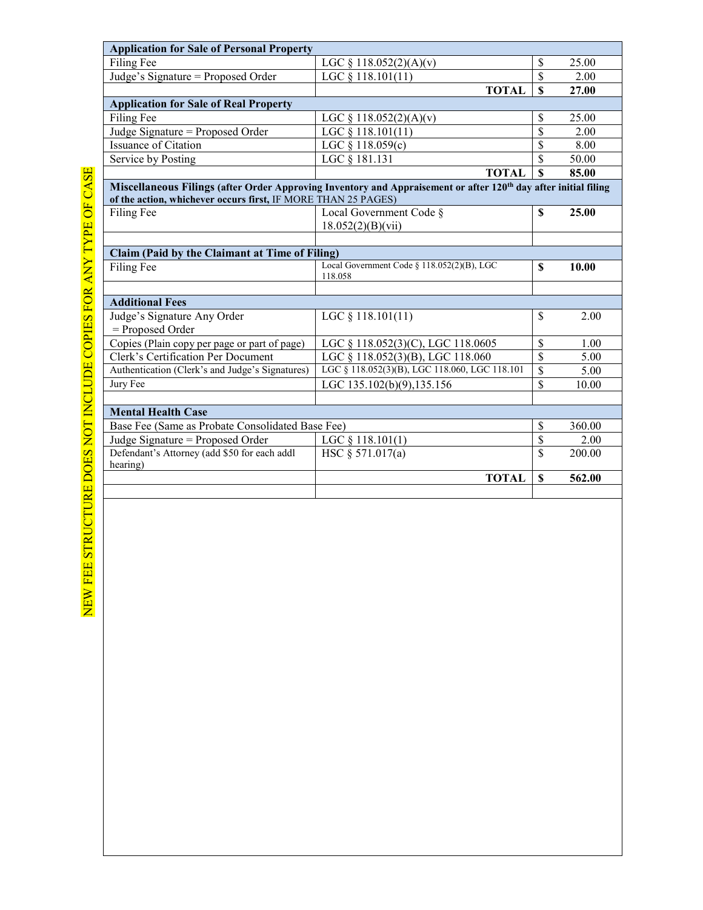NEW FEE STRUCTURE DOES NOT INCLUDE COPIES FOR ANY TYPE OF CASE

| **Application for Sale of Personal Property** | | | |
|---|---|---|---|
| Filing Fee | LGC § 118.052(2)(A)(v) | $ | 25.00 |
| Judge's Signature = Proposed Order | LGC § 118.101(11) | $ | 2.00 |
| | **TOTAL** | **$** | **27.00** |
| **Application for Sale of Real Property** | | | |
| Filing Fee | LGC § 118.052(2)(A)(v) | $ | 25.00 |
| Judge Signature = Proposed Order | LGC § 118.101(11) | $ | 2.00 |
| Issuance of Citation | LGC § 118.059(c) | $ | 8.00 |
| Service by Posting | LGC § 181.131 | $ | 50.00 |
| | **TOTAL** | **$** | **85.00** |
| **Miscellaneous Filings (after Order Approving Inventory and Appraisement or after 120th day after initial filing of the action, whichever occurs first,** IF MORE THAN 25 PAGES) | | | |
| Filing Fee | Local Government Code § 18.052(2)(B)(vii) | **$** | **25.00** |
| | | | |
| **Claim (Paid by the Claimant at Time of Filing)** | | | |
| Filing Fee | Local Government Code § 118.052(2)(B), LGC 118.058 | **$** | **10.00** |
| | | | |
| **Additional Fees** | | | |
| Judge's Signature Any Order = Proposed Order | LGC § 118.101(11) | $ | 2.00 |
| Copies (Plain copy per page or part of page) | LGC § 118.052(3)(C), LGC 118.0605 | $ | 1.00 |
| Clerk's Certification Per Document | LGC § 118.052(3)(B), LGC 118.060 | $ | 5.00 |
| Authentication (Clerk's and Judge's Signatures) | LGC § 118.052(3)(B), LGC 118.060, LGC 118.101 | $ | 5.00 |
| Jury Fee | LGC 135.102(b)(9),135.156 | $ | 10.00 |
| | | | |
| **Mental Health Case** | | | |
| Base Fee (Same as Probate Consolidated Base Fee) | | $ | 360.00 |
| Judge Signature = Proposed Order | LGC § 118.101(1) | $ | 2.00 |
| Defendant's Attorney (add $50 for each addl hearing) | HSC § 571.017(a) | $ | 200.00 |
| | **TOTAL** | **$** | **562.00** |
| | | | |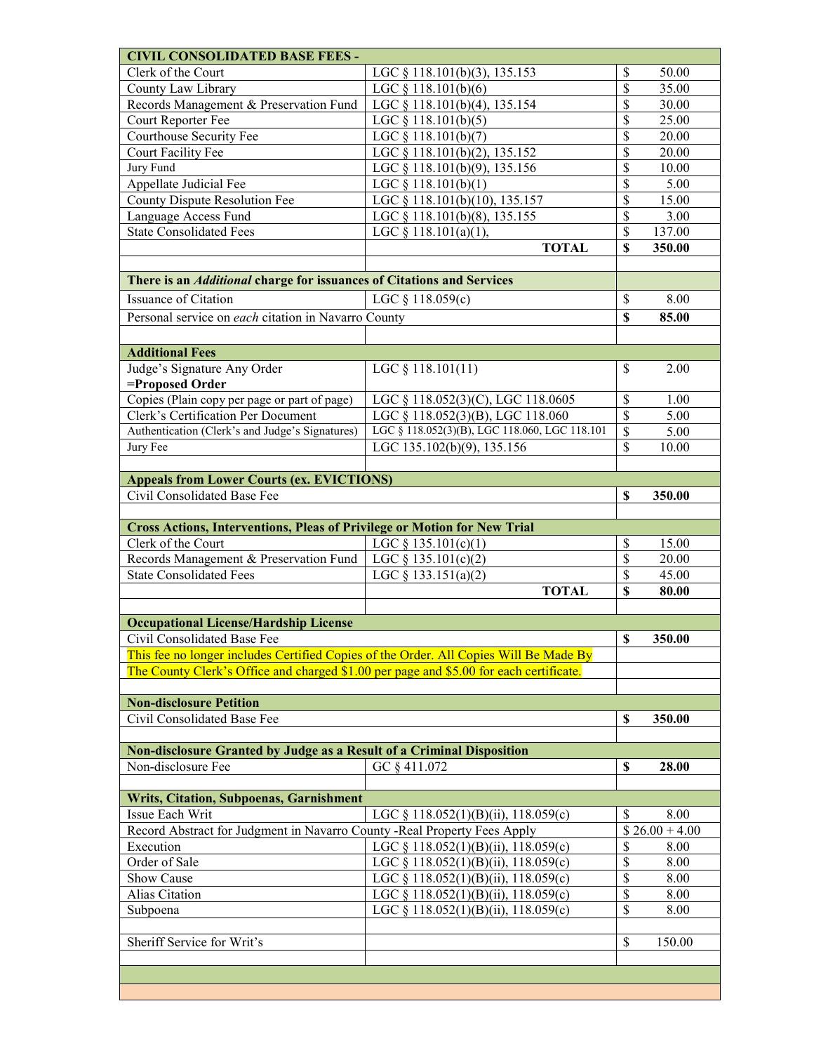| CIVIL CONSOLIDATED BASE FEES - | | |
|---|---|---|
| Clerk of the Court | LGC § 118.101(b)(3), 135.153 | $ 50.00 |
| County Law Library | LGC § 118.101(b)(6) | $ 35.00 |
| Records Management & Preservation Fund | LGC § 118.101(b)(4), 135.154 | $ 30.00 |
| Court Reporter Fee | LGC § 118.101(b)(5) | $ 25.00 |
| Courthouse Security Fee | LGC § 118.101(b)(7) | $ 20.00 |
| Court Facility Fee | LGC § 118.101(b)(2), 135.152 | $ 20.00 |
| Jury Fund | LGC § 118.101(b)(9), 135.156 | $ 10.00 |
| Appellate Judicial Fee | LGC § 118.101(b)(1) | $ 5.00 |
| County Dispute Resolution Fee | LGC § 118.101(b)(10), 135.157 | $ 15.00 |
| Language Access Fund | LGC § 118.101(b)(8), 135.155 | $ 3.00 |
| State Consolidated Fees | LGC § 118.101(a)(1), | $ 137.00 |
| | **TOTAL** | **$ 350.00** |
| | | |
| **There is an *Additional* charge for issuances of Citations and Services** | | |
| Issuance of Citation | LGC § 118.059(c) | $ 8.00 |
| Personal service on *each* citation in Navarro County | | **$ 85.00** |
| | | |
| **Additional Fees** | | |
| Judge's Signature Any Order **=Proposed Order** | LGC § 118.101(11) | $ 2.00 |
| Copies (Plain copy per page or part of page) | LGC § 118.052(3)(C), LGC 118.0605 | $ 1.00 |
| Clerk's Certification Per Document | LGC § 118.052(3)(B), LGC 118.060 | $ 5.00 |
| Authentication (Clerk's and Judge's Signatures) | LGC § 118.052(3)(B), LGC 118.060, LGC 118.101 | $ 5.00 |
| Jury Fee | LGC 135.102(b)(9), 135.156 | $ 10.00 |
| | | |
| **Appeals from Lower Courts (ex. EVICTIONS)** | | |
| Civil Consolidated Base Fee | | **$ 350.00** |
| | | |
| **Cross Actions, Interventions, Pleas of Privilege or Motion for New Trial** | | |
| Clerk of the Court | LGC § 135.101(c)(1) | $ 15.00 |
| Records Management & Preservation Fund | LGC § 135.101(c)(2) | $ 20.00 |
| State Consolidated Fees | LGC § 133.151(a)(2) | $ 45.00 |
| | **TOTAL** | **$ 80.00** |
| | | |
| **Occupational License/Hardship License** | | |
| Civil Consolidated Base Fee | | **$ 350.00** |
| This fee no longer includes Certified Copies of the Order. All Copies Will Be Made By The County Clerk's Office and charged $1.00 per page and $5.00 for each certificate. | | |
| | | |
| **Non-disclosure Petition** | | |
| Civil Consolidated Base Fee | | **$ 350.00** |
| | | |
| **Non-disclosure Granted by Judge as a Result of a Criminal Disposition** | | |
| Non-disclosure Fee | GC § 411.072 | **$ 28.00** |
| | | |
| **Writs, Citation, Subpoenas, Garnishment** | | |
| Issue Each Writ | LGC § 118.052(1)(B)(ii), 118.059(c) | $ 8.00 |
| Record Abstract for Judgment in Navarro County -Real Property Fees Apply | | $ 26.00 + 4.00 |
| Execution | LGC § 118.052(1)(B)(ii), 118.059(c) | $ 8.00 |
| Order of Sale | LGC § 118.052(1)(B)(ii), 118.059(c) | $ 8.00 |
| Show Cause | LGC § 118.052(1)(B)(ii), 118.059(c) | $ 8.00 |
| Alias Citation | LGC § 118.052(1)(B)(ii), 118.059(c) | $ 8.00 |
| Subpoena | LGC § 118.052(1)(B)(ii), 118.059(c) | $ 8.00 |
| | | |
| Sheriff Service for Writ's | | $ 150.00 |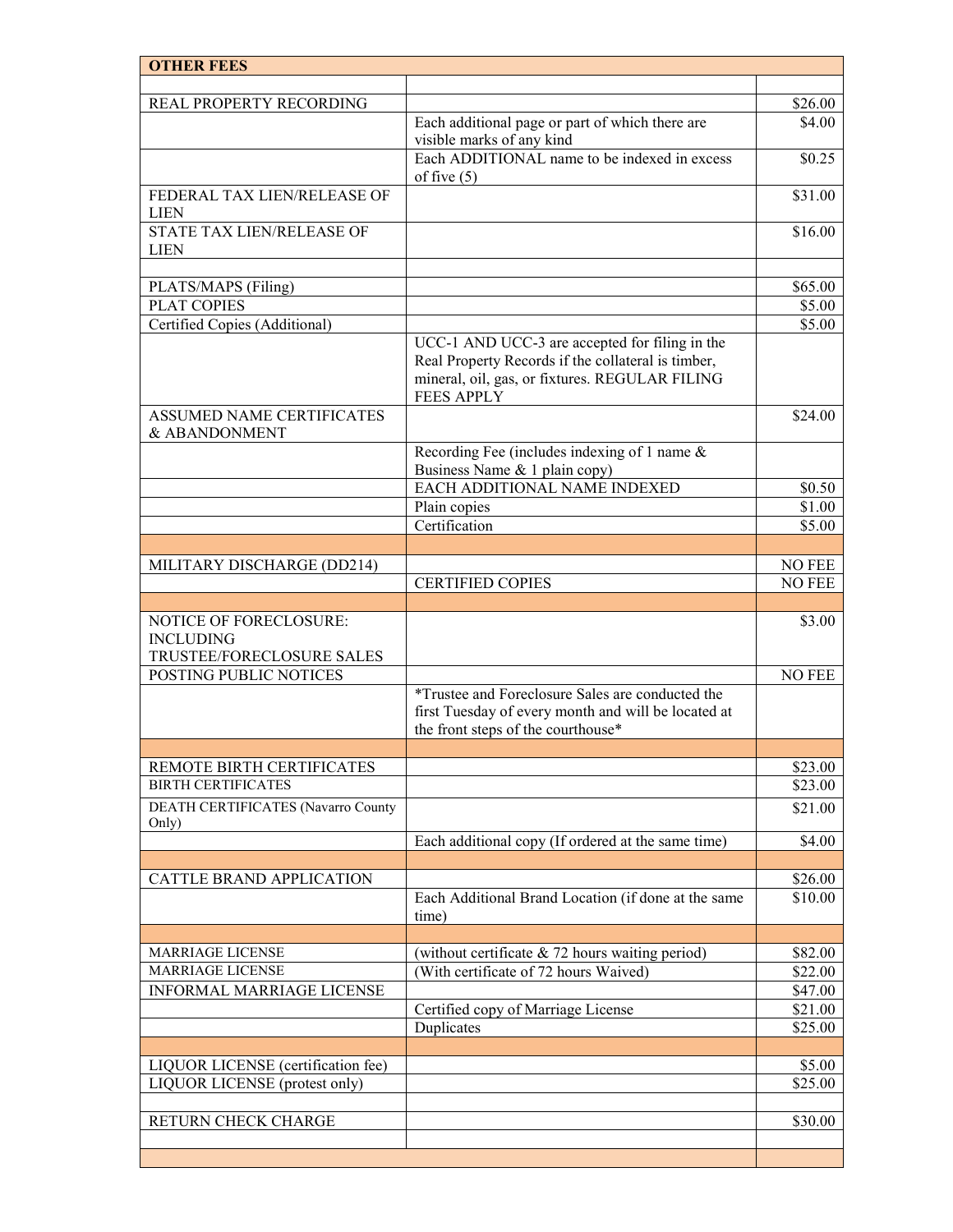| OTHER FEES | | |
|---|---|---|
| | | |
| REAL PROPERTY RECORDING | | $26.00 |
| | Each additional page or part of which there are visible marks of any kind | $4.00 |
| | Each ADDITIONAL name to be indexed in excess of five (5) | $0.25 |
| FEDERAL TAX LIEN/RELEASE OF LIEN | | $31.00 |
| STATE TAX LIEN/RELEASE OF LIEN | | $16.00 |
| | | |
| PLATS/MAPS (Filing) | | $65.00 |
| PLAT COPIES | | $5.00 |
| Certified Copies (Additional) | | $5.00 |
| | UCC-1 AND UCC-3 are accepted for filing in the Real Property Records if the collateral is timber, mineral, oil, gas, or fixtures. REGULAR FILING FEES APPLY | |
| ASSUMED NAME CERTIFICATES & ABANDONMENT | | $24.00 |
| | Recording Fee (includes indexing of 1 name & Business Name & 1 plain copy) | |
| | EACH ADDITIONAL NAME INDEXED | $0.50 |
| | Plain copies | $1.00 |
| | Certification | $5.00 |
| | | |
| MILITARY DISCHARGE (DD214) | | NO FEE |
| | CERTIFIED COPIES | NO FEE |
| | | |
| NOTICE OF FORECLOSURE: INCLUDING TRUSTEE/FORECLOSURE SALES | | $3.00 |
| POSTING PUBLIC NOTICES | | NO FEE |
| | *Trustee and Foreclosure Sales are conducted the first Tuesday of every month and will be located at the front steps of the courthouse* | |
| | | |
| REMOTE BIRTH CERTIFICATES | | $23.00 |
| BIRTH CERTIFICATES | | $23.00 |
| DEATH CERTIFICATES (Navarro County Only) | | $21.00 |
| | Each additional copy (If ordered at the same time) | $4.00 |
| | | |
| CATTLE BRAND APPLICATION | | $26.00 |
| | Each Additional Brand Location (if done at the same time) | $10.00 |
| | | |
| MARRIAGE LICENSE | (without certificate & 72 hours waiting period) | $82.00 |
| MARRIAGE LICENSE | (With certificate of 72 hours Waived) | $22.00 |
| INFORMAL MARRIAGE LICENSE | | $47.00 |
| | Certified copy of Marriage License | $21.00 |
| | Duplicates | $25.00 |
| | | |
| LIQUOR LICENSE (certification fee) | | $5.00 |
| LIQUOR LICENSE (protest only) | | $25.00 |
| | | |
| RETURN CHECK CHARGE | | $30.00 |
| | | |
| | | |